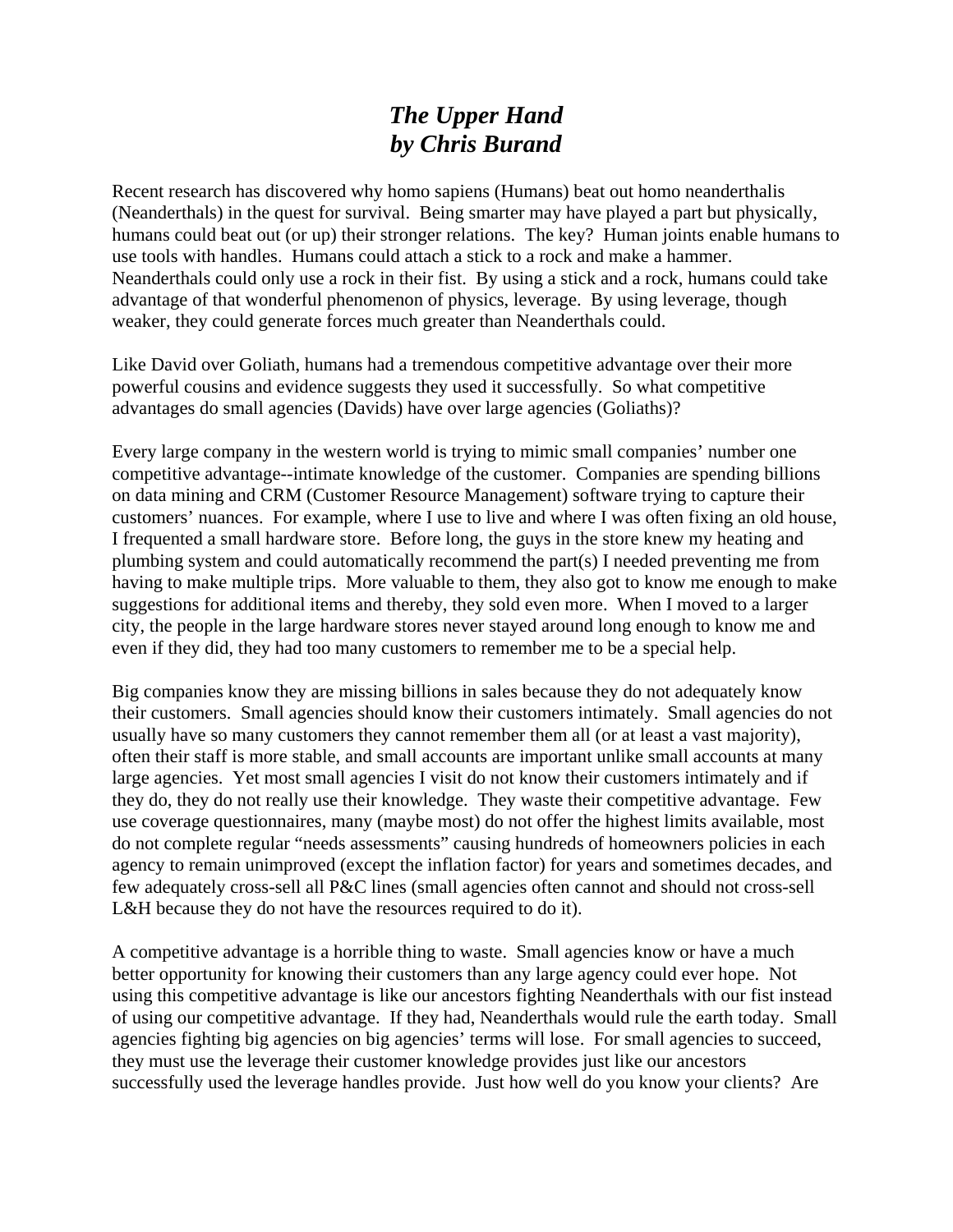# *The Upper Hand*
# *by Chris Burand*

Recent research has discovered why homo sapiens (Humans) beat out homo neanderthalis (Neanderthals) in the quest for survival. Being smarter may have played a part but physically, humans could beat out (or up) their stronger relations. The key? Human joints enable humans to use tools with handles. Humans could attach a stick to a rock and make a hammer. Neanderthals could only use a rock in their fist. By using a stick and a rock, humans could take advantage of that wonderful phenomenon of physics, leverage. By using leverage, though weaker, they could generate forces much greater than Neanderthals could.

Like David over Goliath, humans had a tremendous competitive advantage over their more powerful cousins and evidence suggests they used it successfully. So what competitive advantages do small agencies (Davids) have over large agencies (Goliaths)?

Every large company in the western world is trying to mimic small companies' number one competitive advantage--intimate knowledge of the customer. Companies are spending billions on data mining and CRM (Customer Resource Management) software trying to capture their customers' nuances. For example, where I use to live and where I was often fixing an old house, I frequented a small hardware store. Before long, the guys in the store knew my heating and plumbing system and could automatically recommend the part(s) I needed preventing me from having to make multiple trips. More valuable to them, they also got to know me enough to make suggestions for additional items and thereby, they sold even more. When I moved to a larger city, the people in the large hardware stores never stayed around long enough to know me and even if they did, they had too many customers to remember me to be a special help.

Big companies know they are missing billions in sales because they do not adequately know their customers. Small agencies should know their customers intimately. Small agencies do not usually have so many customers they cannot remember them all (or at least a vast majority), often their staff is more stable, and small accounts are important unlike small accounts at many large agencies. Yet most small agencies I visit do not know their customers intimately and if they do, they do not really use their knowledge. They waste their competitive advantage. Few use coverage questionnaires, many (maybe most) do not offer the highest limits available, most do not complete regular "needs assessments" causing hundreds of homeowners policies in each agency to remain unimproved (except the inflation factor) for years and sometimes decades, and few adequately cross-sell all P&C lines (small agencies often cannot and should not cross-sell L&H because they do not have the resources required to do it).

A competitive advantage is a horrible thing to waste. Small agencies know or have a much better opportunity for knowing their customers than any large agency could ever hope. Not using this competitive advantage is like our ancestors fighting Neanderthals with our fist instead of using our competitive advantage. If they had, Neanderthals would rule the earth today. Small agencies fighting big agencies on big agencies' terms will lose. For small agencies to succeed, they must use the leverage their customer knowledge provides just like our ancestors successfully used the leverage handles provide. Just how well do you know your clients? Are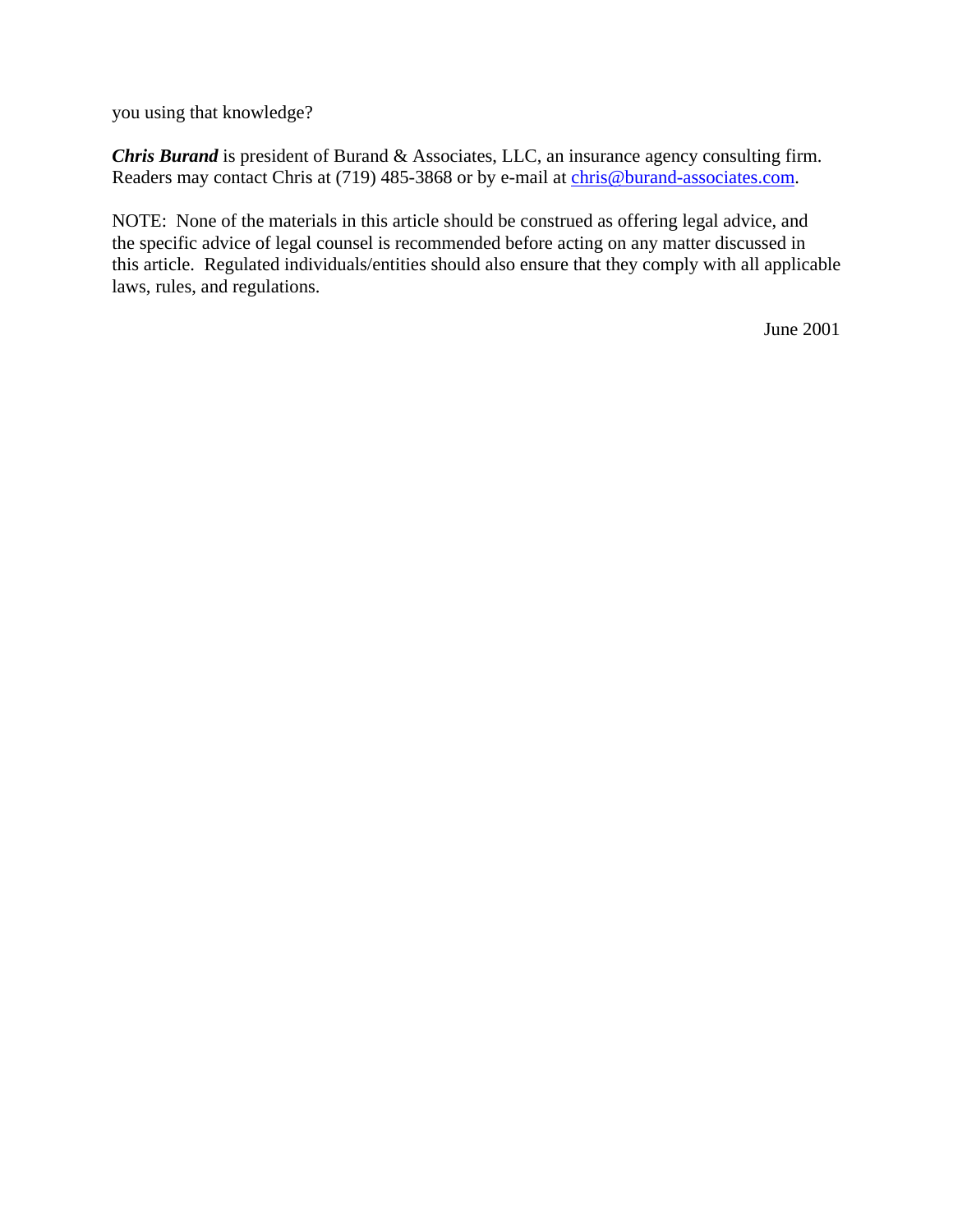you using that knowledge?

***Chris Burand*** is president of Burand & Associates, LLC, an insurance agency consulting firm. Readers may contact Chris at (719) 485-3868 or by e-mail at chris@burand-associates.com.

NOTE: None of the materials in this article should be construed as offering legal advice, and the specific advice of legal counsel is recommended before acting on any matter discussed in this article. Regulated individuals/entities should also ensure that they comply with all applicable laws, rules, and regulations.

June 2001